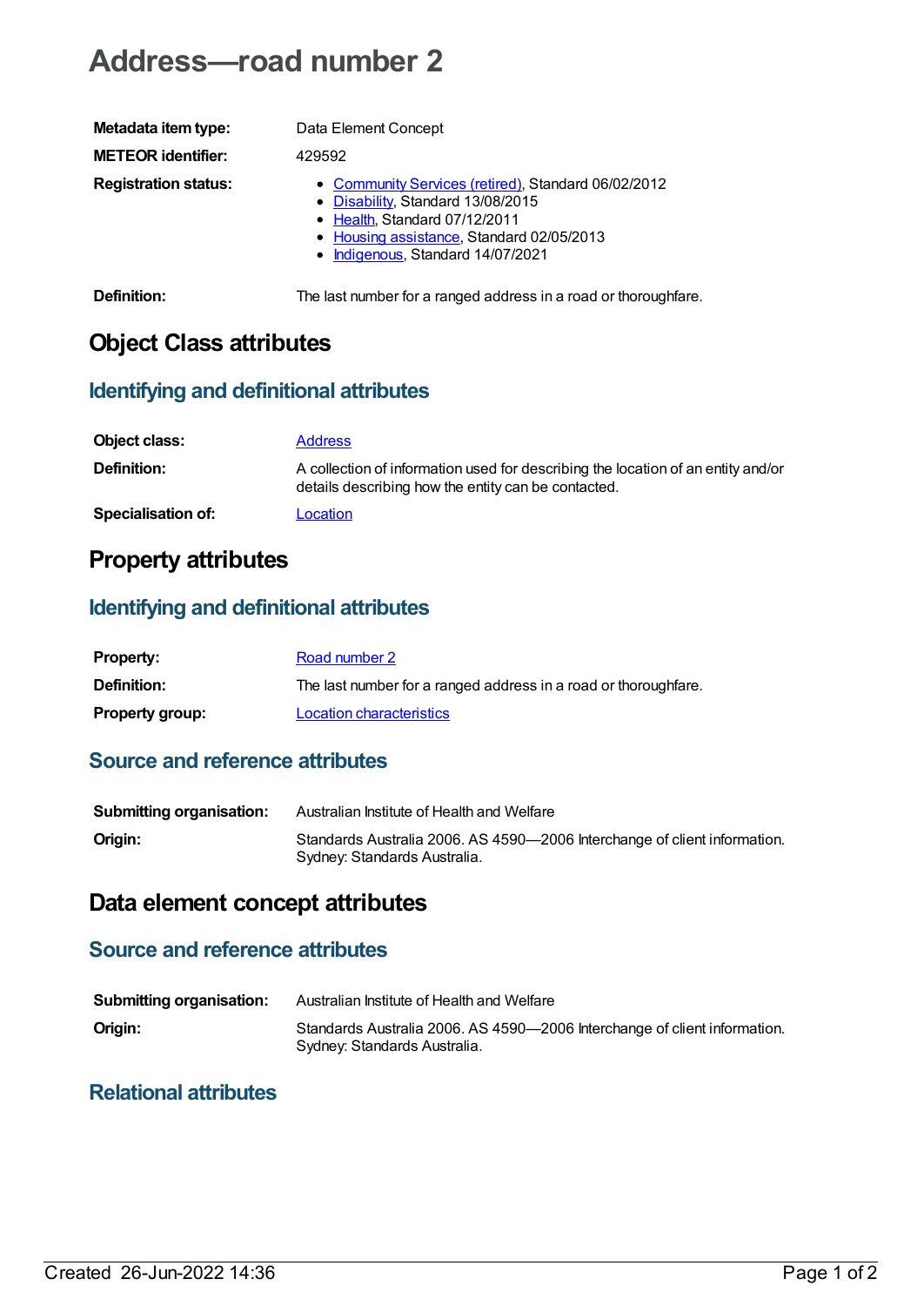# Address—road number 2

| | |
|---|---|
| **Metadata item type:** | Data Element Concept |
| **METEOR identifier:** | 429592 |
| **Registration status:** | • Community Services (retired), Standard 06/02/2012<br>• Disability, Standard 13/08/2015<br>• Health, Standard 07/12/2011<br>• Housing assistance, Standard 02/05/2013<br>• Indigenous, Standard 14/07/2021 |
| **Definition:** | The last number for a ranged address in a road or thoroughfare. |

## Object Class attributes

### Identifying and definitional attributes

| | |
|---|---|
| **Object class:** | Address |
| **Definition:** | A collection of information used for describing the location of an entity and/or details describing how the entity can be contacted. |
| **Specialisation of:** | Location |

## Property attributes

### Identifying and definitional attributes

| | |
|---|---|
| **Property:** | Road number 2 |
| **Definition:** | The last number for a ranged address in a road or thoroughfare. |
| **Property group:** | Location characteristics |

### Source and reference attributes

| | |
|---|---|
| **Submitting organisation:** | Australian Institute of Health and Welfare |
| **Origin:** | Standards Australia 2006. AS 4590—2006 Interchange of client information. Sydney: Standards Australia. |

## Data element concept attributes

### Source and reference attributes

| | |
|---|---|
| **Submitting organisation:** | Australian Institute of Health and Welfare |
| **Origin:** | Standards Australia 2006. AS 4590—2006 Interchange of client information. Sydney: Standards Australia. |

### Relational attributes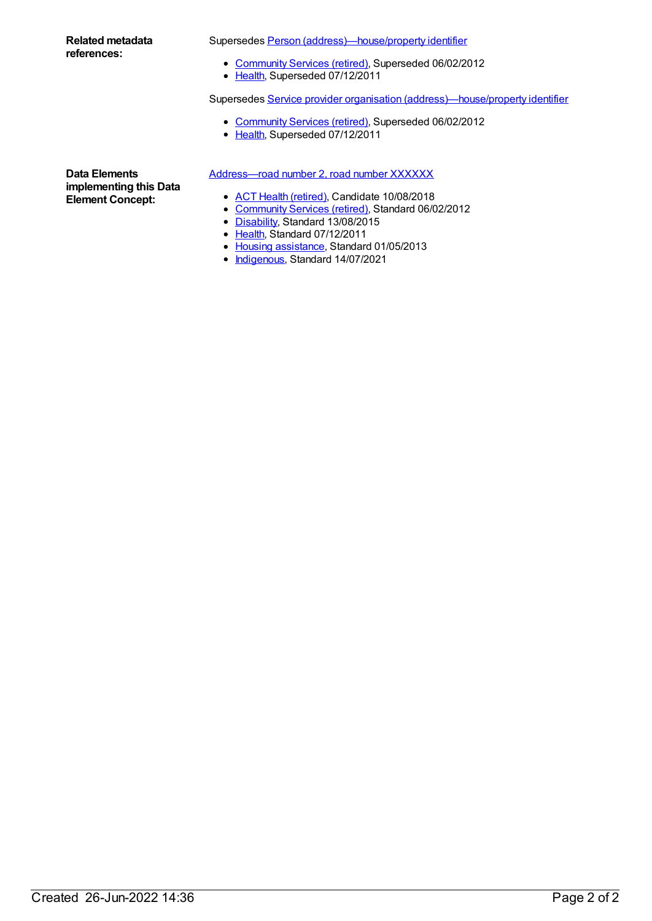**Related metadata references:**

Supersedes Person (address)—house/property identifier

- Community Services (retired), Superseded 06/02/2012
- Health, Superseded 07/12/2011

Supersedes Service provider organisation (address)—house/property identifier

- Community Services (retired), Superseded 06/02/2012
- Health, Superseded 07/12/2011

**Data Elements implementing this Data Element Concept:**

Address—road number 2, road number XXXXXX

- ACT Health (retired), Candidate 10/08/2018
- Community Services (retired), Standard 06/02/2012
- Disability, Standard 13/08/2015
- Health, Standard 07/12/2011
- Housing assistance, Standard 01/05/2013
- Indigenous, Standard 14/07/2021